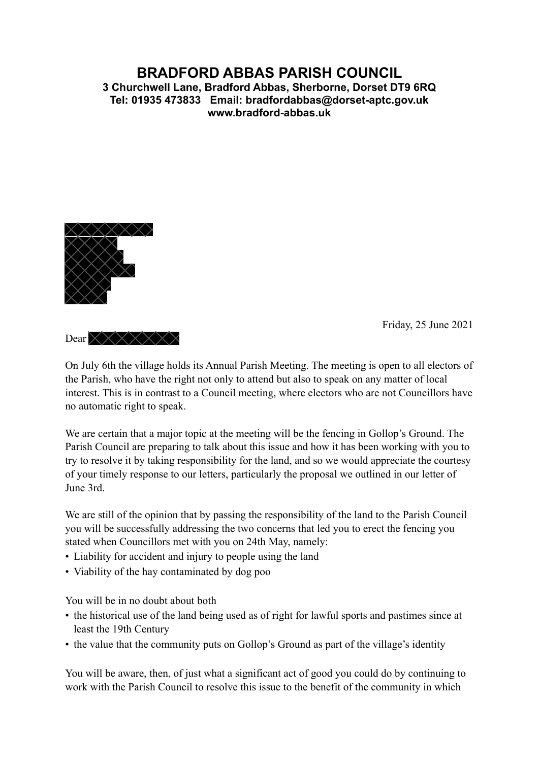# BRADFORD ABBAS PARISH COUNCIL

**3 Churchwell Lane, Bradford Abbas, Sherborne, Dorset DT9 6RQ**
**Tel: 01935 473833 Email: bradfordabbas@dorset-aptc.gov.uk**
**www.bradford-abbas.uk**

Friday, 25 June 2021

Dear

On July 6th the village holds its Annual Parish Meeting. The meeting is open to all electors of the Parish, who have the right not only to attend but also to speak on any matter of local interest. This is in contrast to a Council meeting, where electors who are not Councillors have no automatic right to speak.

We are certain that a major topic at the meeting will be the fencing in Gollop's Ground. The Parish Council are preparing to talk about this issue and how it has been working with you to try to resolve it by taking responsibility for the land, and so we would appreciate the courtesy of your timely response to our letters, particularly the proposal we outlined in our letter of June 3rd.

We are still of the opinion that by passing the responsibility of the land to the Parish Council you will be successfully addressing the two concerns that led you to erect the fencing you stated when Councillors met with you on 24th May, namely:

- Liability for accident and injury to people using the land
- Viability of the hay contaminated by dog poo

You will be in no doubt about both

- the historical use of the land being used as of right for lawful sports and pastimes since at least the 19th Century
- the value that the community puts on Gollop's Ground as part of the village's identity

You will be aware, then, of just what a significant act of good you could do by continuing to work with the Parish Council to resolve this issue to the benefit of the community in which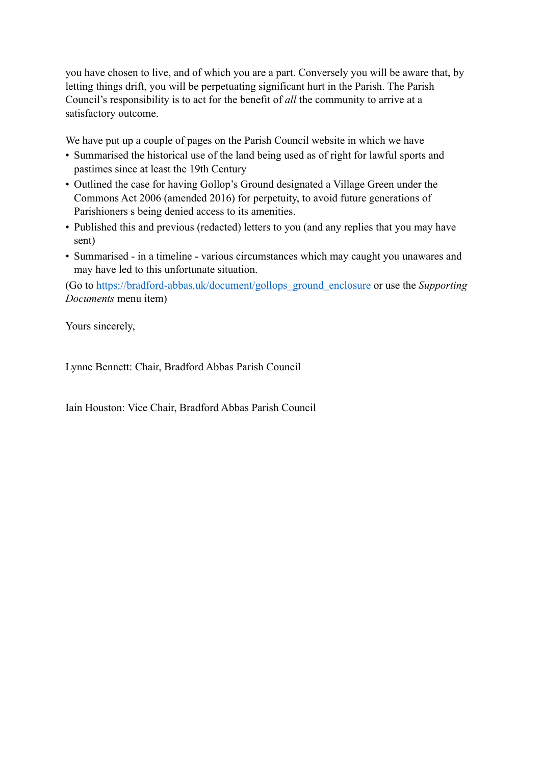you have chosen to live, and of which you are a part. Conversely you will be aware that, by letting things drift, you will be perpetuating significant hurt in the Parish. The Parish Council's responsibility is to act for the benefit of *all* the community to arrive at a satisfactory outcome.

We have put up a couple of pages on the Parish Council website in which we have

- Summarised the historical use of the land being used as of right for lawful sports and pastimes since at least the 19th Century
- Outlined the case for having Gollop's Ground designated a Village Green under the Commons Act 2006 (amended 2016) for perpetuity, to avoid future generations of Parishioners s being denied access to its amenities.
- Published this and previous (redacted) letters to you (and any replies that you may have sent)
- Summarised - in a timeline - various circumstances which may caught you unawares and may have led to this unfortunate situation.

(Go to [https://bradford-abbas.uk/document/gollops_ground_enclosure](https://bradford-abbas.uk/document/gollops_ground_enclosure) or use the *Supporting Documents* menu item)

Yours sincerely,

Lynne Bennett: Chair, Bradford Abbas Parish Council

Iain Houston: Vice Chair, Bradford Abbas Parish Council